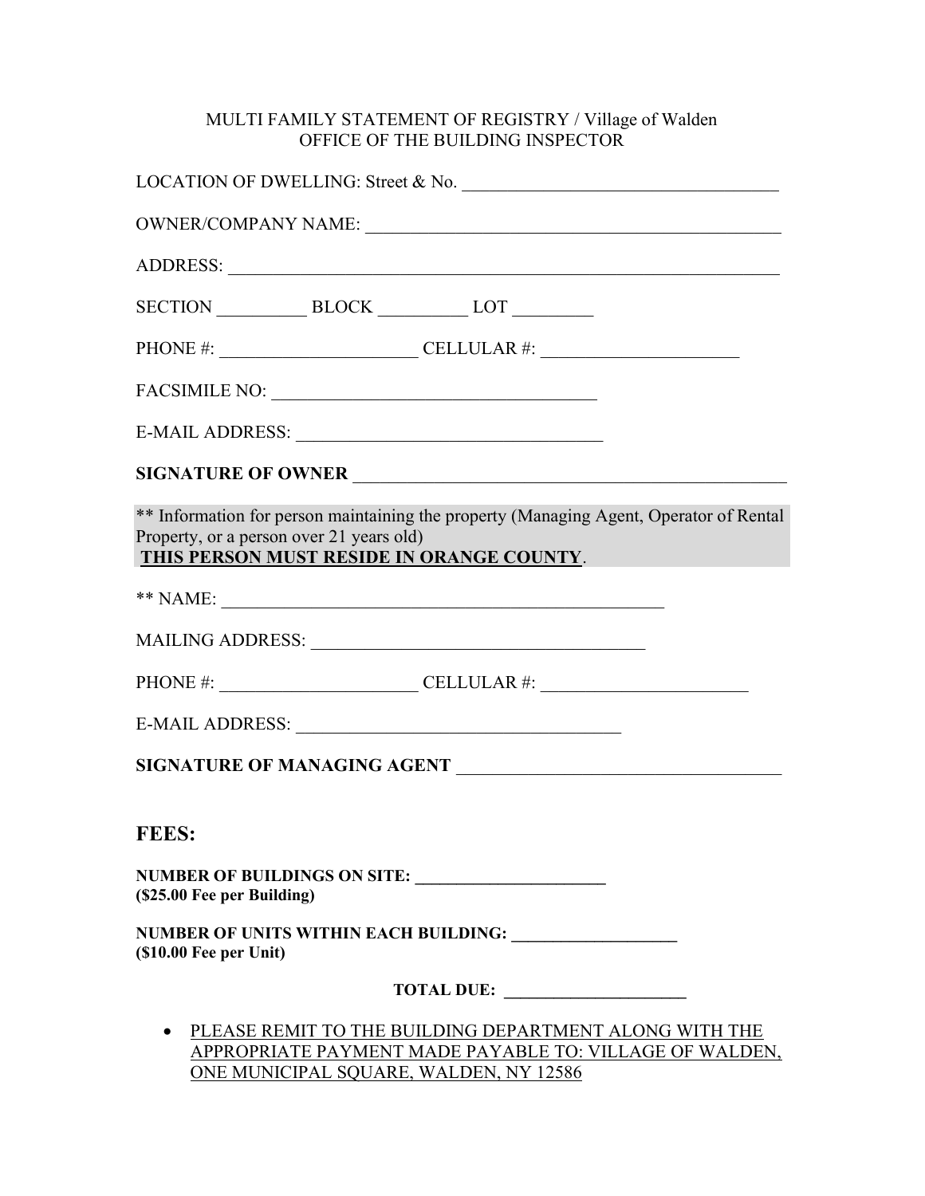MULTI FAMILY STATEMENT OF REGISTRY / Village of Walden
OFFICE OF THE BUILDING INSPECTOR

LOCATION OF DWELLING: Street & No. ___________________________________

OWNER/COMPANY NAME: ______________________________________________

ADDRESS: _______________________________________________________________

SECTION __________ BLOCK __________ LOT _________

PHONE #: ______________________ CELLULAR #: ______________________

FACSIMILE NO: ____________________________________

E-MAIL ADDRESS: __________________________________

**SIGNATURE OF OWNER** ________________________________________________

** Information for person maintaining the property (Managing Agent, Operator of Rental Property, or a person over 21 years old)
**THIS PERSON MUST RESIDE IN ORANGE COUNTY**.

** NAME: __________________________________________________

MAILING ADDRESS: _____________________________________

PHONE #: ______________________ CELLULAR #: _______________________

E-MAIL ADDRESS: ____________________________________

**SIGNATURE OF MANAGING AGENT** ____________________________________

## FEES:

**NUMBER OF BUILDINGS ON SITE: ______________________**
**($25.00 Fee per Building)**

**NUMBER OF UNITS WITHIN EACH BUILDING: ___________________**
**($10.00 Fee per Unit)**

**TOTAL DUE: _____________________**

- PLEASE REMIT TO THE BUILDING DEPARTMENT ALONG WITH THE APPROPRIATE PAYMENT MADE PAYABLE TO: VILLAGE OF WALDEN, ONE MUNICIPAL SQUARE, WALDEN, NY 12586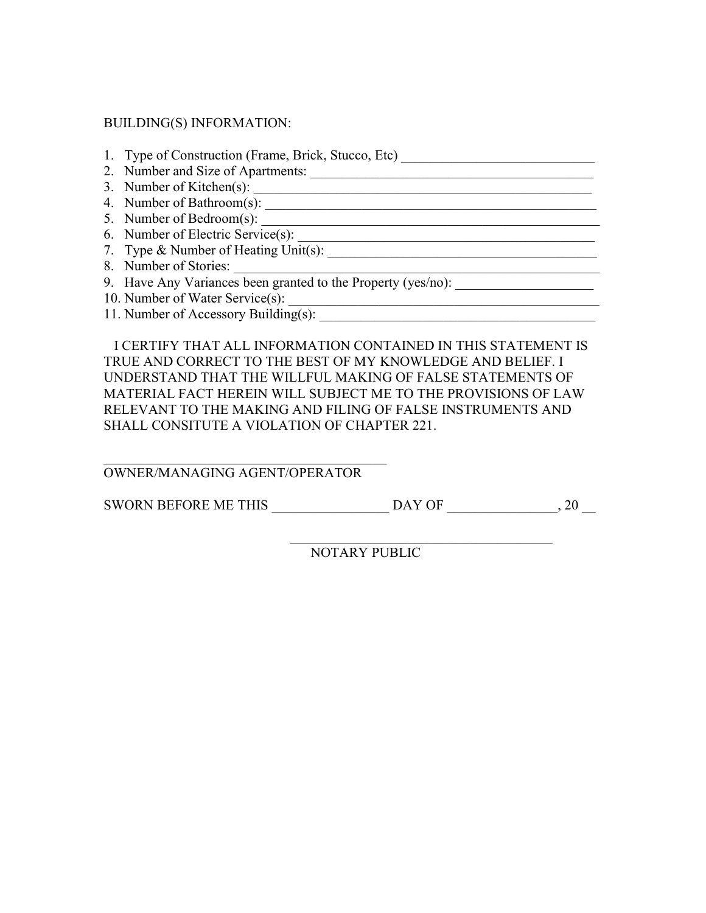BUILDING(S) INFORMATION:

1. Type of Construction (Frame, Brick, Stucco, Etc) _____________________________
2. Number and Size of Apartments: ____________________________________________
3. Number of Kitchen(s): ____________________________________________________
4. Number of Bathroom(s): ___________________________________________________
5. Number of Bedroom(s): ____________________________________________________
6. Number of Electric Service(s): _______________________________________________
7. Type & Number of Heating Unit(s): ___________________________________________
8. Number of Stories: _______________________________________________________
9. Have Any Variances been granted to the Property (yes/no): ____________________
10. Number of Water Service(s): ______________________________________________
11. Number of Accessory Building(s): ___________________________________________

I CERTIFY THAT ALL INFORMATION CONTAINED IN THIS STATEMENT IS TRUE AND CORRECT TO THE BEST OF MY KNOWLEDGE AND BELIEF. I UNDERSTAND THAT THE WILLFUL MAKING OF FALSE STATEMENTS OF MATERIAL FACT HEREIN WILL SUBJECT ME TO THE PROVISIONS OF LAW RELEVANT TO THE MAKING AND FILING OF FALSE INSTRUMENTS AND SHALL CONSITUTE A VIOLATION OF CHAPTER 221.

_________________________________________

OWNER/MANAGING AGENT/OPERATOR

SWORN BEFORE ME THIS _________________ DAY OF ________________, 20 __

_____________________________________

NOTARY PUBLIC